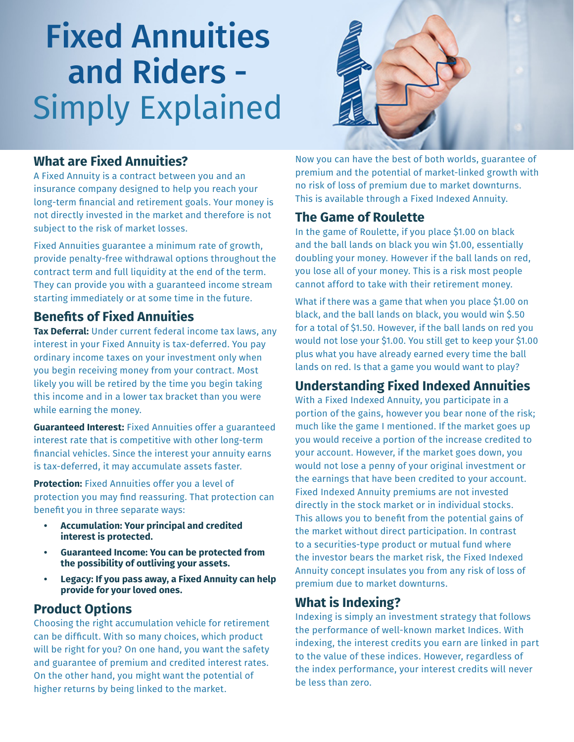# Fixed Annuities and Riders - Simply Explained

## What are Fixed Annuities?

A Fixed Annuity is a contract between you and an insurance company designed to help you reach your long-term financial and retirement goals. Your money is not directly invested in the market and therefore is not subject to the risk of market losses.

Fixed Annuities guarantee a minimum rate of growth, provide penalty-free withdrawal options throughout the contract term and full liquidity at the end of the term. They can provide you with a guaranteed income stream starting immediately or at some time in the future.

## Benefits of Fixed Annuities

**Tax Deferral:** Under current federal income tax laws, any interest in your Fixed Annuity is tax-deferred. You pay ordinary income taxes on your investment only when you begin receiving money from your contract. Most likely you will be retired by the time you begin taking this income and in a lower tax bracket than you were while earning the money.

**Guaranteed Interest:** Fixed Annuities offer a guaranteed interest rate that is competitive with other long-term financial vehicles. Since the interest your annuity earns is tax-deferred, it may accumulate assets faster.

**Protection:** Fixed Annuities offer you a level of protection you may find reassuring. That protection can benefit you in three separate ways:

- **Accumulation: Your principal and credited interest is protected.**
- **Guaranteed Income: You can be protected from the possibility of outliving your assets.**
- **Legacy: If you pass away, a Fixed Annuity can help provide for your loved ones.**

## Product Options

Choosing the right accumulation vehicle for retirement can be difficult. With so many choices, which product will be right for you? On one hand, you want the safety and guarantee of premium and credited interest rates. On the other hand, you might want the potential of higher returns by being linked to the market.

Now you can have the best of both worlds, guarantee of premium and the potential of market-linked growth with no risk of loss of premium due to market downturns. This is available through a Fixed Indexed Annuity.

## The Game of Roulette

In the game of Roulette, if you place $1.00 on black and the ball lands on black you win $1.00, essentially doubling your money. However if the ball lands on red, you lose all of your money. This is a risk most people cannot afford to take with their retirement money.

What if there was a game that when you place $1.00 on black, and the ball lands on black, you would win $.50 for a total of $1.50. However, if the ball lands on red you would not lose your $1.00. You still get to keep your $1.00 plus what you have already earned every time the ball lands on red. Is that a game you would want to play?

## Understanding Fixed Indexed Annuities

With a Fixed Indexed Annuity, you participate in a portion of the gains, however you bear none of the risk; much like the game I mentioned. If the market goes up you would receive a portion of the increase credited to your account. However, if the market goes down, you would not lose a penny of your original investment or the earnings that have been credited to your account. Fixed Indexed Annuity premiums are not invested directly in the stock market or in individual stocks. This allows you to benefit from the potential gains of the market without direct participation. In contrast to a securities-type product or mutual fund where the investor bears the market risk, the Fixed Indexed Annuity concept insulates you from any risk of loss of premium due to market downturns.

## What is Indexing?

Indexing is simply an investment strategy that follows the performance of well-known market Indices. With indexing, the interest credits you earn are linked in part to the value of these indices. However, regardless of the index performance, your interest credits will never be less than zero.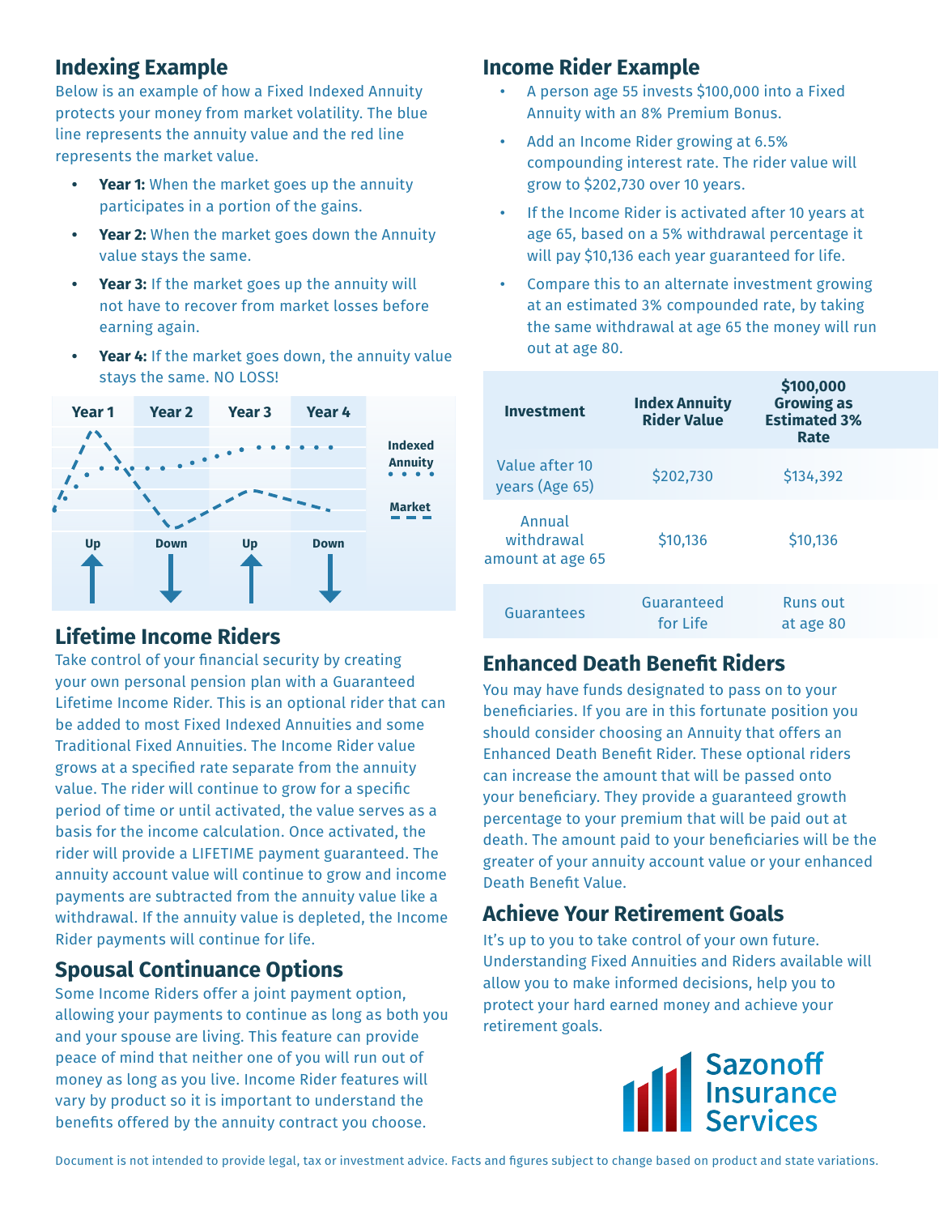## Indexing Example

Below is an example of how a Fixed Indexed Annuity protects your money from market volatility. The blue line represents the annuity value and the red line represents the market value.

- **Year 1:** When the market goes up the annuity participates in a portion of the gains.
- **Year 2:** When the market goes down the Annuity value stays the same.
- **Year 3:** If the market goes up the annuity will not have to recover from market losses before earning again.
- **Year 4:** If the market goes down, the annuity value stays the same. NO LOSS!

Year 1 Year 2 Year 3 Year 4

Indexed Annuity

Market

Up Down Up Down

## Lifetime Income Riders

Take control of your financial security by creating your own personal pension plan with a Guaranteed Lifetime Income Rider. This is an optional rider that can be added to most Fixed Indexed Annuities and some Traditional Fixed Annuities. The Income Rider value grows at a specified rate separate from the annuity value. The rider will continue to grow for a specific period of time or until activated, the value serves as a basis for the income calculation. Once activated, the rider will provide a LIFETIME payment guaranteed. The annuity account value will continue to grow and income payments are subtracted from the annuity value like a withdrawal. If the annuity value is depleted, the Income Rider payments will continue for life.

## Spousal Continuance Options

Some Income Riders offer a joint payment option, allowing your payments to continue as long as both you and your spouse are living. This feature can provide peace of mind that neither one of you will run out of money as long as you live. Income Rider features will vary by product so it is important to understand the benefits offered by the annuity contract you choose.

## Income Rider Example

- A person age 55 invests $100,000 into a Fixed Annuity with an 8% Premium Bonus.
- Add an Income Rider growing at 6.5% compounding interest rate. The rider value will grow to $202,730 over 10 years.
- If the Income Rider is activated after 10 years at age 65, based on a 5% withdrawal percentage it will pay $10,136 each year guaranteed for life.
- Compare this to an alternate investment growing at an estimated 3% compounded rate, by taking the same withdrawal at age 65 the money will run out at age 80.

| Investment | Index Annuity Rider Value | $100,000 Growing as Estimated 3% Rate |
|---|---|---|
| Value after 10 years (Age 65) | $202,730 | $134,392 |
| Annual withdrawal amount at age 65 | $10,136 | $10,136 |
| Guarantees | Guaranteed for Life | Runs out at age 80 |

## Enhanced Death Benefit Riders

You may have funds designated to pass on to your beneficiaries. If you are in this fortunate position you should consider choosing an Annuity that offers an Enhanced Death Benefit Rider. These optional riders can increase the amount that will be passed onto your beneficiary. They provide a guaranteed growth percentage to your premium that will be paid out at death. The amount paid to your beneficiaries will be the greater of your annuity account value or your enhanced Death Benefit Value.

## Achieve Your Retirement Goals

It's up to you to take control of your own future. Understanding Fixed Annuities and Riders available will allow you to make informed decisions, help you to protect your hard earned money and achieve your retirement goals.

Sazonoff Insurance Services

Document is not intended to provide legal, tax or investment advice. Facts and figures subject to change based on product and state variations.